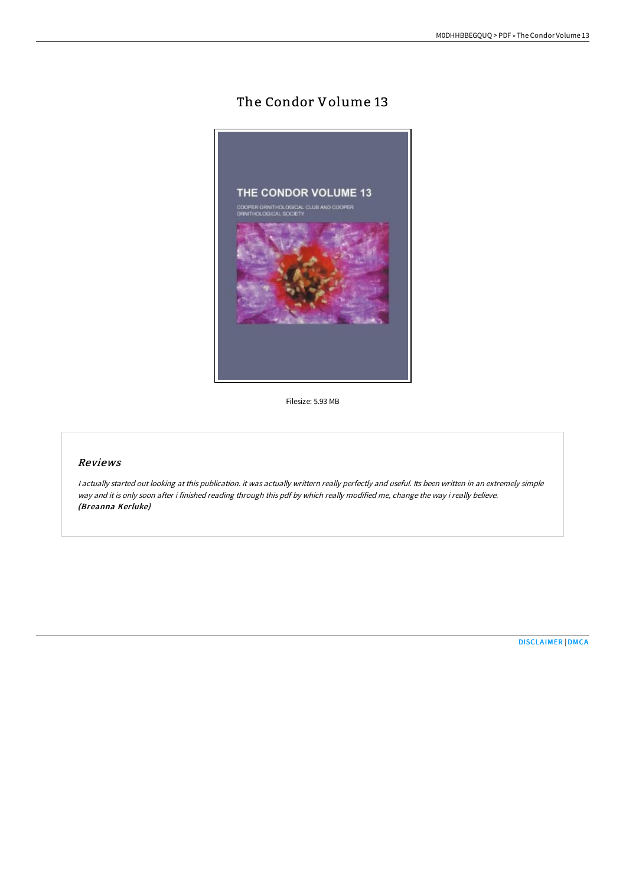# The Condor Volume 13

Filesize: 5.93 MB

## Reviews

*I actually started out looking at this publication. it was actually writtern really perfectly and useful. Its been written in an extremely simple way and it is only soon after i finished reading through this pdf by which really modified me, change the way i really believe.*
***(Breanna Kerluke)***

DISCLAIMER | DMCA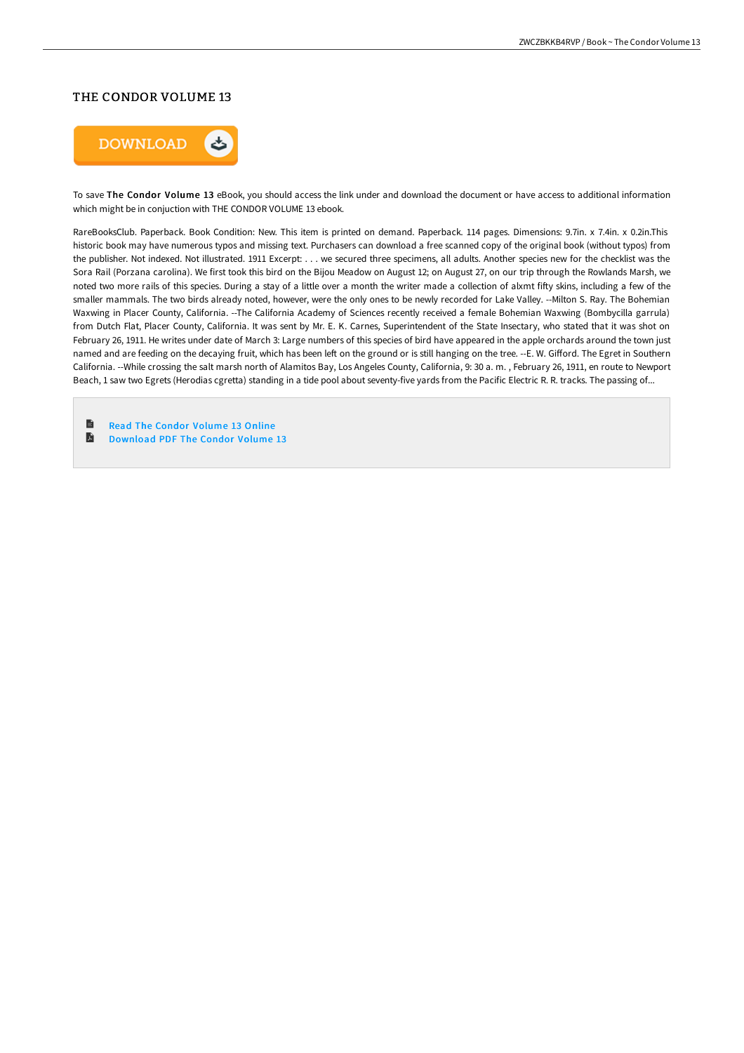# THE CONDOR VOLUME 13

DOWNLOAD

To save **The Condor Volume 13** eBook, you should access the link under and download the document or have access to additional information which might be in conjuction with THE CONDOR VOLUME 13 ebook.

RareBooksClub. Paperback. Book Condition: New. This item is printed on demand. Paperback. 114 pages. Dimensions: 9.7in. x 7.4in. x 0.2in.This historic book may have numerous typos and missing text. Purchasers can download a free scanned copy of the original book (without typos) from the publisher. Not indexed. Not illustrated. 1911 Excerpt: . . . we secured three specimens, all adults. Another species new for the checklist was the Sora Rail (Porzana carolina). We first took this bird on the Bijou Meadow on August 12; on August 27, on our trip through the Rowlands Marsh, we noted two more rails of this species. During a stay of a little over a month the writer made a collection of alxmt fifty skins, including a few of the smaller mammals. The two birds already noted, however, were the only ones to be newly recorded for Lake Valley. --Milton S. Ray. The Bohemian Waxwing in Placer County, California. --The California Academy of Sciences recently received a female Bohemian Waxwing (Bombycilla garrula) from Dutch Flat, Placer County, California. It was sent by Mr. E. K. Carnes, Superintendent of the State Insectary, who stated that it was shot on February 26, 1911. He writes under date of March 3: Large numbers of this species of bird have appeared in the apple orchards around the town just named and are feeding on the decaying fruit, which has been left on the ground or is still hanging on the tree. --E. W. Gifford. The Egret in Southern California. --While crossing the salt marsh north of Alamitos Bay, Los Angeles County, California, 9: 30 a. m. , February 26, 1911, en route to Newport Beach, 1 saw two Egrets (Herodias cgretta) standing in a tide pool about seventy-five yards from the Pacific Electric R. R. tracks. The passing of...

- Read The Condor Volume 13 Online
- Download PDF The Condor Volume 13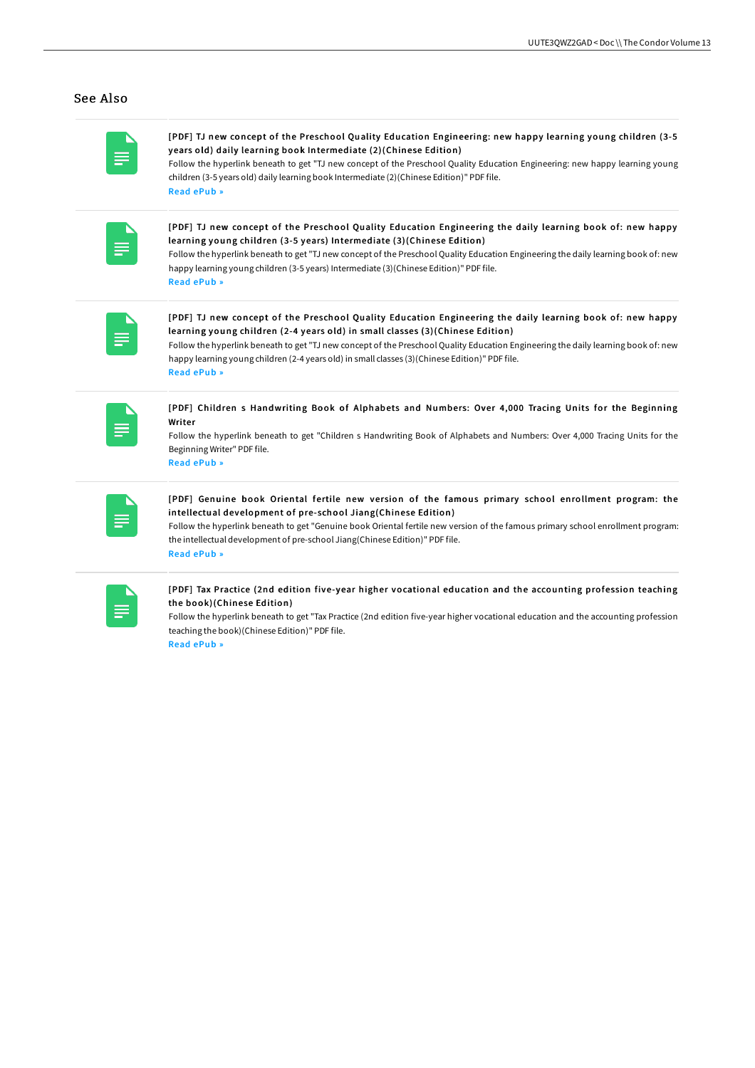## See Also

**[PDF] TJ new concept of the Preschool Quality Education Engineering: new happy learning young children (3-5 years old) daily learning book Intermediate (2)(Chinese Edition)**

Follow the hyperlink beneath to get "TJ new concept of the Preschool Quality Education Engineering: new happy learning young children (3-5 years old) daily learning book Intermediate (2)(Chinese Edition)" PDF file.

Read ePub »

**[PDF] TJ new concept of the Preschool Quality Education Engineering the daily learning book of: new happy learning young children (3-5 years) Intermediate (3)(Chinese Edition)**

Follow the hyperlink beneath to get "TJ new concept of the Preschool Quality Education Engineering the daily learning book of: new happy learning young children (3-5 years) Intermediate (3)(Chinese Edition)" PDF file.

Read ePub »

**[PDF] TJ new concept of the Preschool Quality Education Engineering the daily learning book of: new happy learning young children (2-4 years old) in small classes (3)(Chinese Edition)**

Follow the hyperlink beneath to get "TJ new concept of the Preschool Quality Education Engineering the daily learning book of: new happy learning young children (2-4 years old) in small classes (3)(Chinese Edition)" PDF file.

Read ePub »

**[PDF] Children s Handwriting Book of Alphabets and Numbers: Over 4,000 Tracing Units for the Beginning Writer**

Follow the hyperlink beneath to get "Children s Handwriting Book of Alphabets and Numbers: Over 4,000 Tracing Units for the Beginning Writer" PDF file.

Read ePub »

**[PDF] Genuine book Oriental fertile new version of the famous primary school enrollment program: the intellectual development of pre-school Jiang(Chinese Edition)**

Follow the hyperlink beneath to get "Genuine book Oriental fertile new version of the famous primary school enrollment program: the intellectual development of pre-school Jiang(Chinese Edition)" PDF file.

Read ePub »

**[PDF] Tax Practice (2nd edition five-year higher vocational education and the accounting profession teaching the book)(Chinese Edition)**

Follow the hyperlink beneath to get "Tax Practice (2nd edition five-year higher vocational education and the accounting profession teaching the book)(Chinese Edition)" PDF file.

Read ePub »